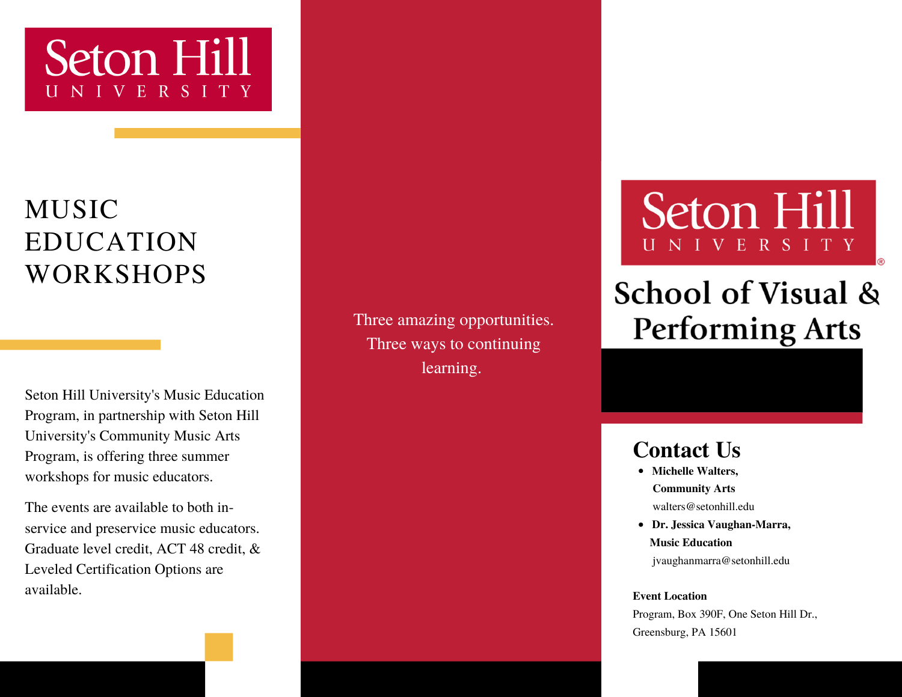Seton Hill UNIVERSITY

# MUSIC EDUCATION WORKSHOPS

Seton Hill University's Music Education Program, in partnership with Seton Hill University's Community Music Arts Program, is offering three summer workshops for music educators.

The events are available to both in-service and preservice music educators. Graduate level credit, ACT 48 credit, & Leveled Certification Options are available.

Three amazing opportunities. Three ways to continuing learning.

Seton Hill UNIVERSITY®

# School of Visual & Performing Arts

## Contact Us

- **Michelle Walters, Community Arts**
  walters@setonhill.edu
- **Dr. Jessica Vaughan-Marra, Music Education**
  jvaughanmarra@setonhill.edu

**Event Location**

Program, Box 390F, One Seton Hill Dr., Greensburg, PA 15601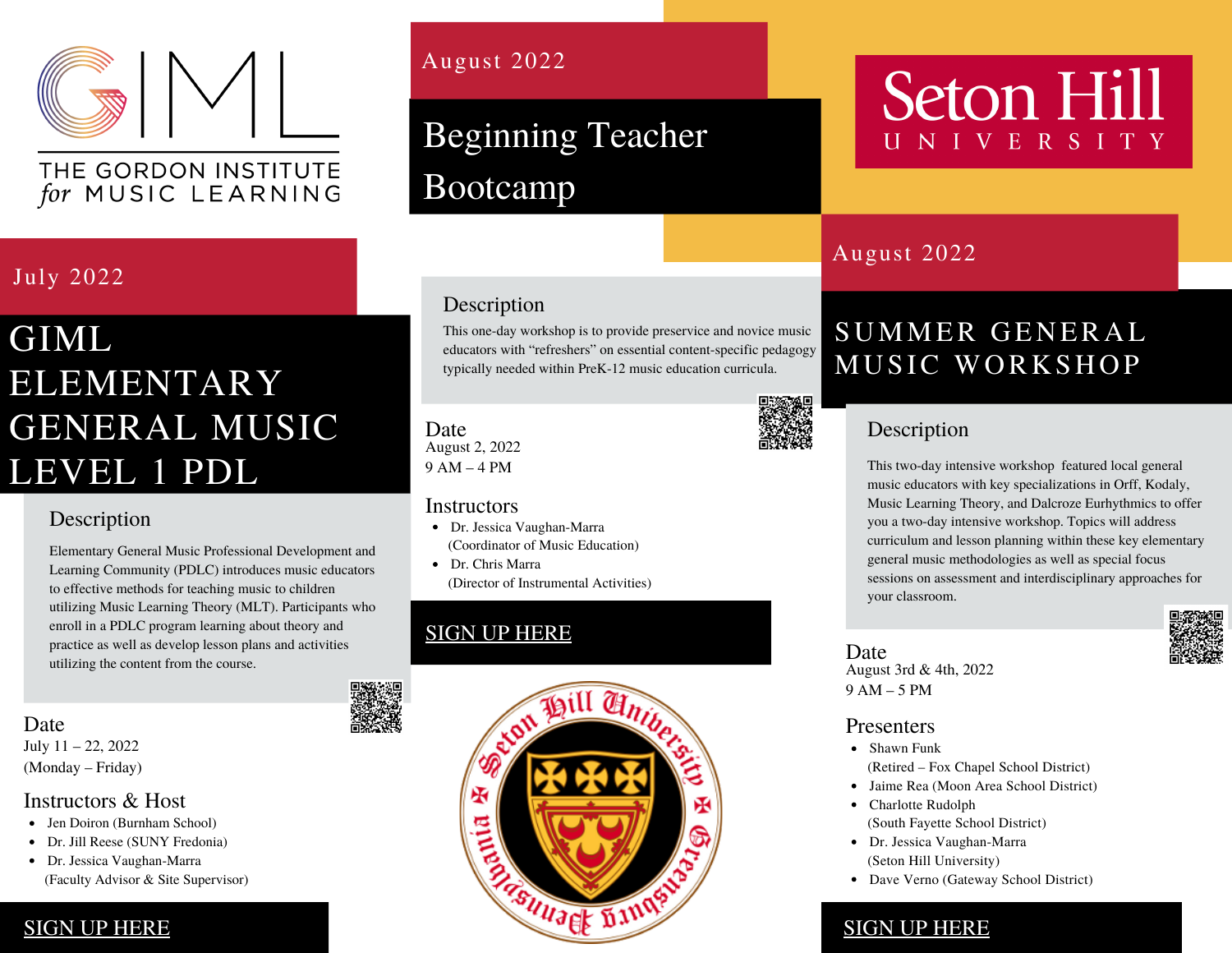# GIML

THE GORDON INSTITUTE *for* MUSIC LEARNING

July 2022

## GIML ELEMENTARY GENERAL MUSIC LEVEL 1 PDL

### Description

Elementary General Music Professional Development and Learning Community (PDLC) introduces music educators to effective methods for teaching music to children utilizing Music Learning Theory (MLT). Participants who enroll in a PDLC program learning about theory and practice as well as develop lesson plans and activities utilizing the content from the course.

### Date

July 11 – 22, 2022
(Monday – Friday)

### Instructors & Host

- Jen Doiron (Burnham School)
- Dr. Jill Reese (SUNY Fredonia)
- Dr. Jessica Vaughan-Marra
  (Faculty Advisor & Site Supervisor)

SIGN UP HERE

August 2022

## Beginning Teacher Bootcamp

### Description

This one-day workshop is to provide preservice and novice music educators with "refreshers" on essential content-specific pedagogy typically needed within PreK-12 music education curricula.

### Date

August 2, 2022
9 AM – 4 PM

### Instructors

- Dr. Jessica Vaughan-Marra
  (Coordinator of Music Education)
- Dr. Chris Marra
  (Director of Instrumental Activities)

SIGN UP HERE

Seton Hill
UNIVERSITY

August 2022

## SUMMER GENERAL MUSIC WORKSHOP

### Description

This two-day intensive workshop featured local general music educators with key specializations in Orff, Kodaly, Music Learning Theory, and Dalcroze Eurhythmics to offer you a two-day intensive workshop. Topics will address curriculum and lesson planning within these key elementary general music methodologies as well as special focus sessions on assessment and interdisciplinary approaches for your classroom.

### Date

August 3rd & 4th, 2022
9 AM – 5 PM

### Presenters

- Shawn Funk
  (Retired – Fox Chapel School District)
- Jaime Rea (Moon Area School District)
- Charlotte Rudolph
  (South Fayette School District)
- Dr. Jessica Vaughan-Marra
  (Seton Hill University)
- Dave Verno (Gateway School District)

SIGN UP HERE